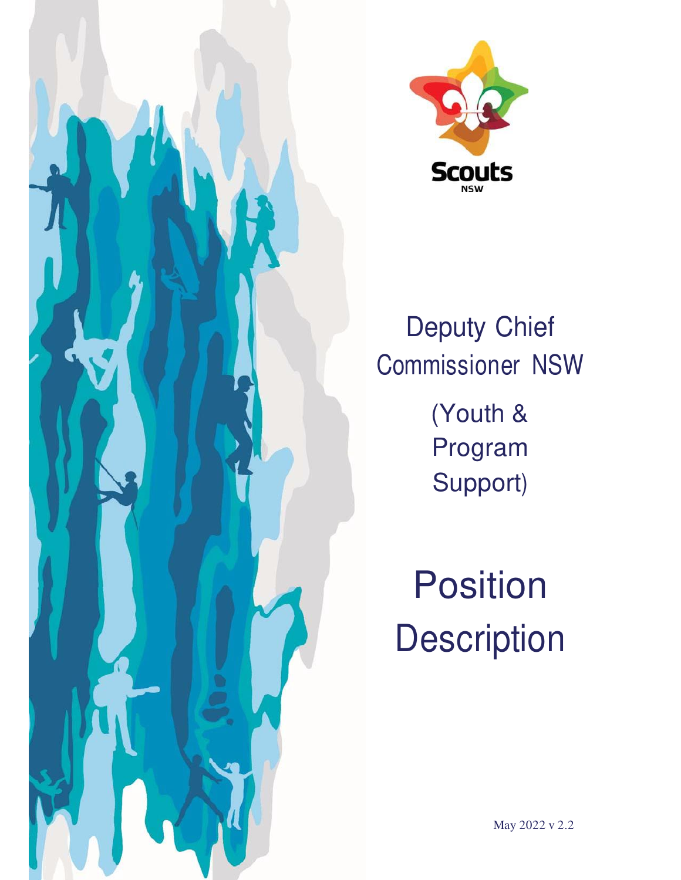Scouts NSW

# Deputy Chief Commissioner NSW

## (Youth & Program Support)

# Position Description

May 2022 v 2.2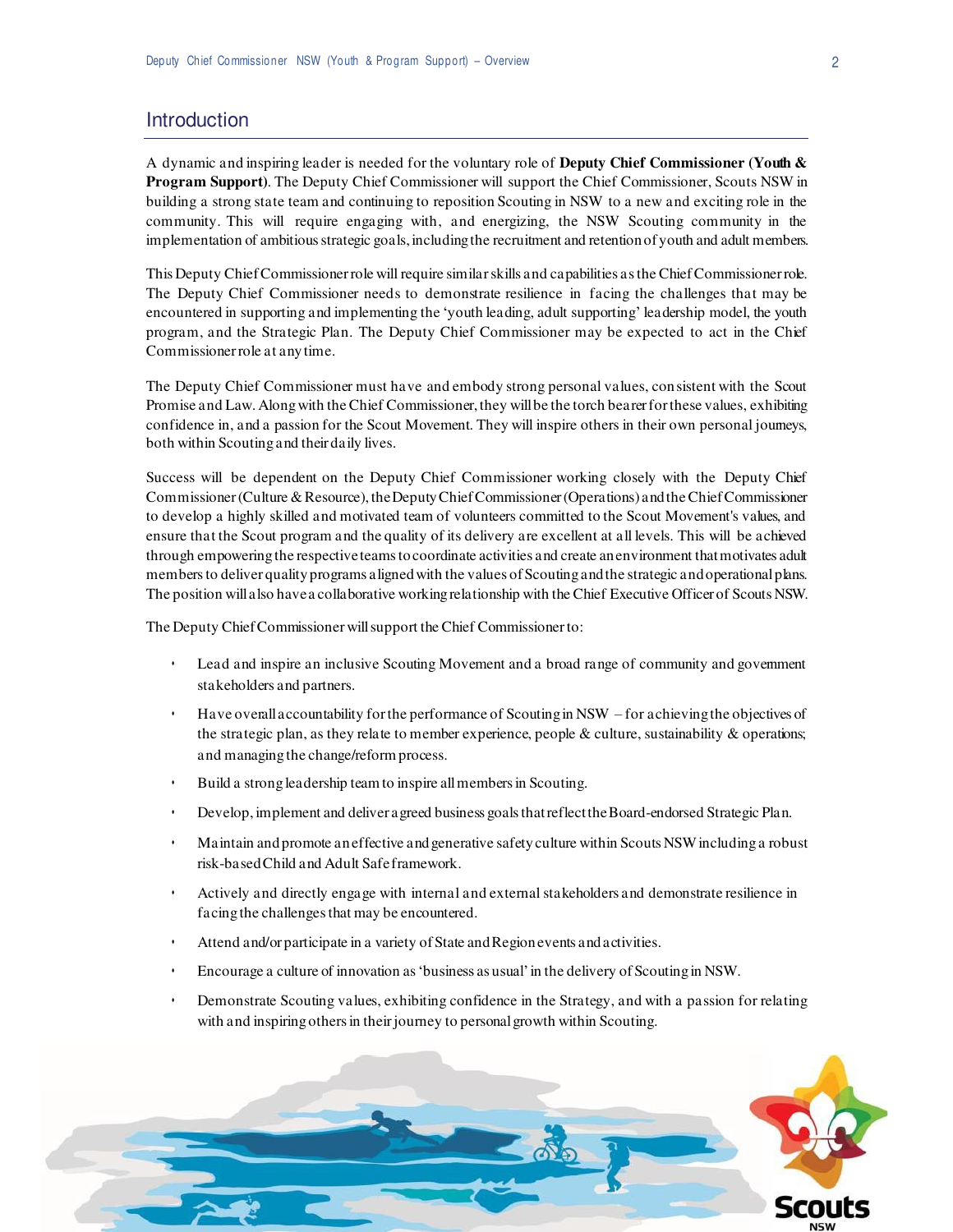## Introduction

A dynamic and inspiring leader is needed for the voluntary role of **Deputy Chief Commissioner (Youth & Program Support)**. The Deputy Chief Commissioner will support the Chief Commissioner, Scouts NSW in building a strong state team and continuing to reposition Scouting in NSW to a new and exciting role in the community. This will require engaging with, and energizing, the NSW Scouting community in the implementation of ambitious strategic goals, including the recruitment and retention of youth and adult members.

This Deputy Chief Commissioner role will require similar skills and capabilities as the Chief Commissioner role. The Deputy Chief Commissioner needs to demonstrate resilience in facing the challenges that may be encountered in supporting and implementing the 'youth leading, adult supporting' leadership model, the youth program, and the Strategic Plan. The Deputy Chief Commissioner may be expected to act in the Chief Commissioner role at any time.

The Deputy Chief Commissioner must have and embody strong personal values, consistent with the Scout Promise and Law. Along with the Chief Commissioner, they will be the torch bearer for these values, exhibiting confidence in, and a passion for the Scout Movement. They will inspire others in their own personal journeys, both within Scouting and their daily lives.

Success will be dependent on the Deputy Chief Commissioner working closely with the Deputy Chief Commissioner (Culture & Resource), the Deputy Chief Commissioner (Operations) and the Chief Commissioner to develop a highly skilled and motivated team of volunteers committed to the Scout Movement's values, and ensure that the Scout program and the quality of its delivery are excellent at all levels. This will be achieved through empowering the respective teams to coordinate activities and create an environment that motivates adult members to deliver quality programs aligned with the values of Scouting and the strategic and operational plans. The position will also have a collaborative working relationship with the Chief Executive Officer of Scouts NSW.

The Deputy Chief Commissioner will support the Chief Commissioner to:

- Lead and inspire an inclusive Scouting Movement and a broad range of community and government stakeholders and partners.
- Have overall accountability for the performance of Scouting in NSW – for achieving the objectives of the strategic plan, as they relate to member experience, people & culture, sustainability & operations; and managing the change/reform process.
- Build a strong leadership team to inspire all members in Scouting.
- Develop, implement and deliver agreed business goals that reflect the Board-endorsed Strategic Plan.
- Maintain and promote an effective and generative safety culture within Scouts NSW including a robust risk-based Child and Adult Safe framework.
- Actively and directly engage with internal and external stakeholders and demonstrate resilience in facing the challenges that may be encountered.
- Attend and/or participate in a variety of State and Region events and activities.
- Encourage a culture of innovation as 'business as usual' in the delivery of Scouting in NSW.
- Demonstrate Scouting values, exhibiting confidence in the Strategy, and with a passion for relating with and inspiring others in their journey to personal growth within Scouting.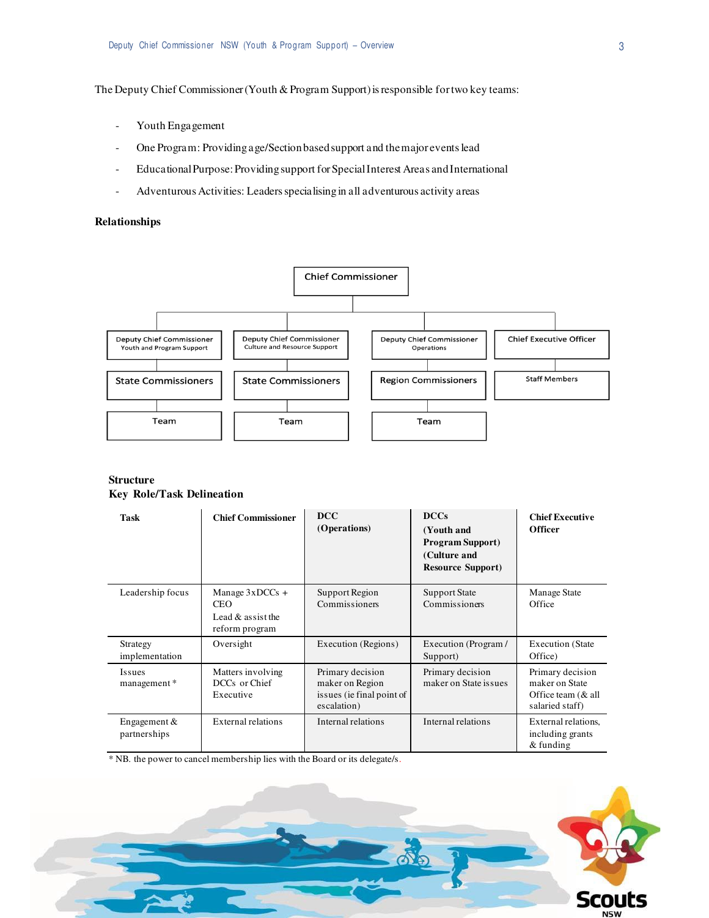The Deputy Chief Commissioner (Youth & Program Support) is responsible for two key teams:

- Youth Engagement
- One Program: Providing age/Section based support and the major events lead
- Educational Purpose: Providing support for Special Interest Areas and International
- Adventurous Activities: Leaders specialising in all adventurous activity areas

**Relationships**

Chief Commissioner

| Deputy Chief Commissioner Youth and Program Support | Deputy Chief Commissioner Culture and Resource Support | Deputy Chief Commissioner Operations | Chief Executive Officer |
|---|---|---|---|
| State Commissioners | State Commissioners | Region Commissioners | Staff Members |
| Team | Team | Team | |

**Structure**

**Key Role/Task Delineation**

| Task | Chief Commissioner | DCC (Operations) | DCCs (Youth and Program Support) (Culture and Resource Support) | Chief Executive Officer |
|---|---|---|---|---|
| Leadership focus | Manage 3xDCCs + CEO Lead & assist the reform program | Support Region Commissioners | Support State Commissioners | Manage State Office |
| Strategy implementation | Oversight | Execution (Regions) | Execution (Program / Support) | Execution (State Office) |
| Issues management * | Matters involving DCCs or Chief Executive | Primary decision maker on Region issues (ie final point of escalation) | Primary decision maker on State issues | Primary decision maker on State Office team (& all salaried staff) |
| Engagement & partnerships | External relations | Internal relations | Internal relations | External relations, including grants & funding |

\* NB. the power to cancel membership lies with the Board or its delegate/s.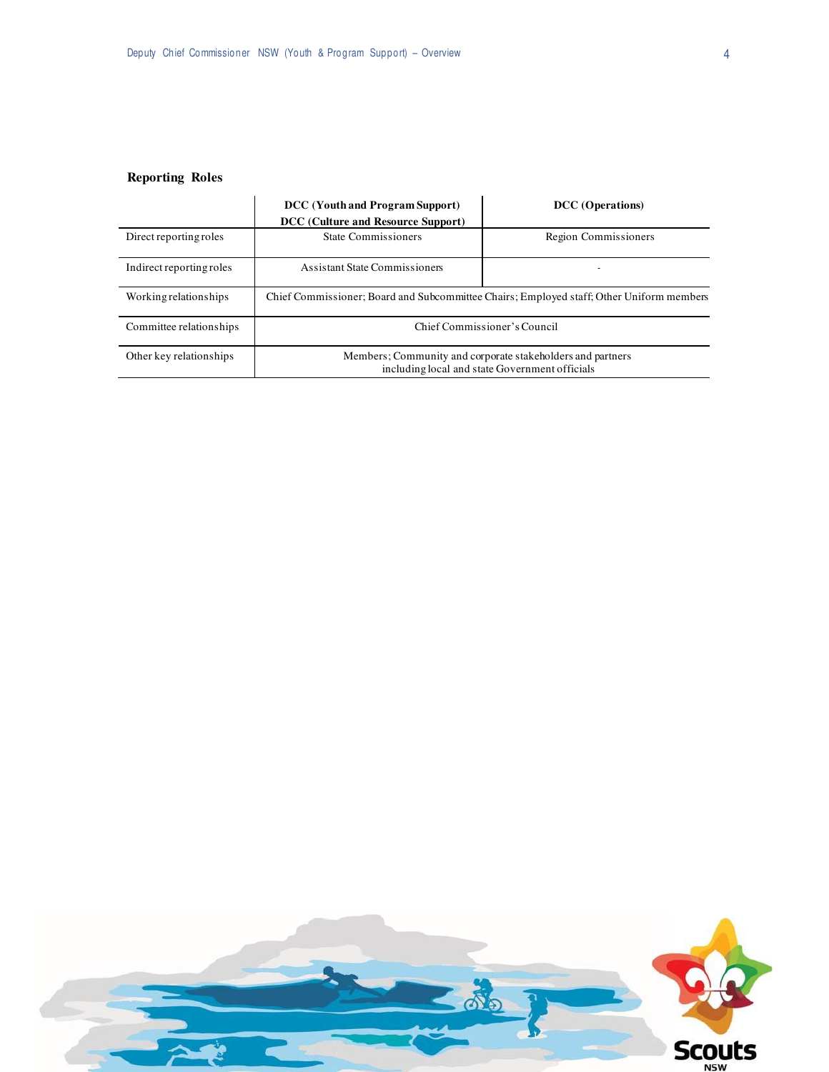**Reporting Roles**

| | DCC (Youth and Program Support) DCC (Culture and Resource Support) | DCC (Operations) |
|---|---|---|
| Direct reporting roles | State Commissioners | Region Commissioners |
| Indirect reporting roles | Assistant State Commissioners | - |
| Working relationships | Chief Commissioner; Board and Subcommittee Chairs; Employed staff; Other Uniform members | |
| Committee relationships | Chief Commissioner's Council | |
| Other key relationships | Members; Community and corporate stakeholders and partners including local and state Government officials | |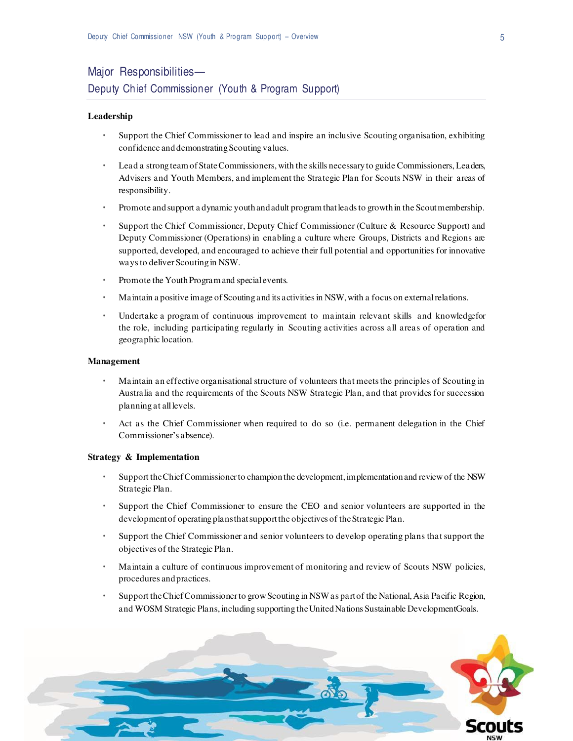## Major Responsibilities—
## Deputy Chief Commissioner (Youth & Program Support)

**Leadership**

- Support the Chief Commissioner to lead and inspire an inclusive Scouting organisation, exhibiting confidence and demonstrating Scouting values.
- Lead a strong team of State Commissioners, with the skills necessary to guide Commissioners, Leaders, Advisers and Youth Members, and implement the Strategic Plan for Scouts NSW in their areas of responsibility.
- Promote and support a dynamic youth and adult program that leads to growth in the Scout membership.
- Support the Chief Commissioner, Deputy Chief Commissioner (Culture & Resource Support) and Deputy Commissioner (Operations) in enabling a culture where Groups, Districts and Regions are supported, developed, and encouraged to achieve their full potential and opportunities for innovative ways to deliver Scouting in NSW.
- Promote the Youth Program and special events.
- Maintain a positive image of Scouting and its activities in NSW, with a focus on external relations.
- Undertake a program of continuous improvement to maintain relevant skills and knowledgefor the role, including participating regularly in Scouting activities across all areas of operation and geographic location.

**Management**

- Maintain an effective organisational structure of volunteers that meets the principles of Scouting in Australia and the requirements of the Scouts NSW Strategic Plan, and that provides for succession planning at all levels.
- Act as the Chief Commissioner when required to do so (i.e. permanent delegation in the Chief Commissioner's absence).

**Strategy & Implementation**

- Support the Chief Commissioner to champion the development, implementation and review of the NSW Strategic Plan.
- Support the Chief Commissioner to ensure the CEO and senior volunteers are supported in the development of operating plans that support the objectives of the Strategic Plan.
- Support the Chief Commissioner and senior volunteers to develop operating plans that support the objectives of the Strategic Plan.
- Maintain a culture of continuous improvement of monitoring and review of Scouts NSW policies, procedures and practices.
- Support the Chief Commissioner to grow Scouting in NSW as part of the National, Asia Pacific Region, and WOSM Strategic Plans, including supporting the United Nations Sustainable DevelopmentGoals.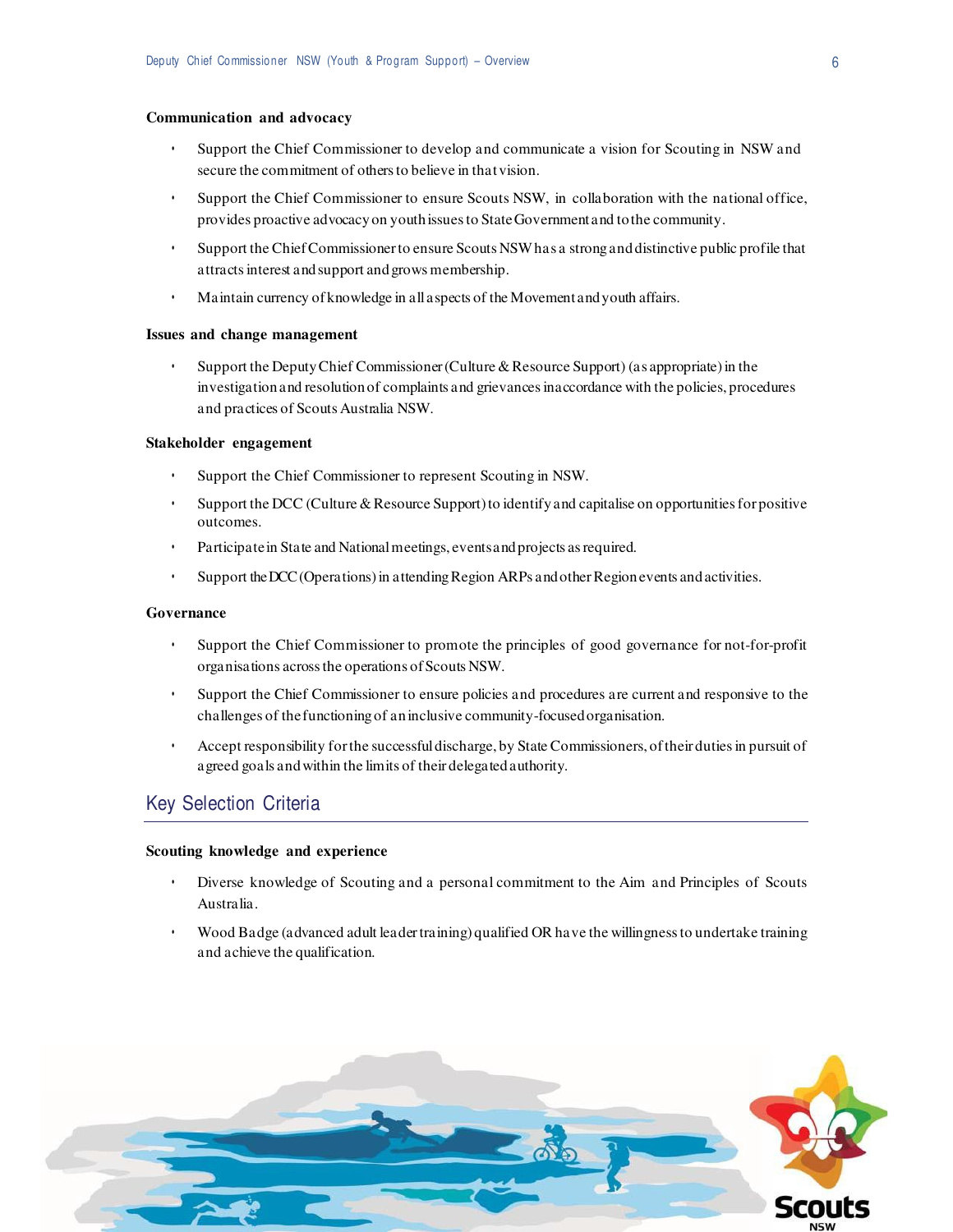**Communication and advocacy**

- Support the Chief Commissioner to develop and communicate a vision for Scouting in NSW and secure the commitment of others to believe in that vision.
- Support the Chief Commissioner to ensure Scouts NSW, in collaboration with the national office, provides proactive advocacy on youth issues to State Government and to the community.
- Support the Chief Commissioner to ensure Scouts NSW has a strong and distinctive public profile that attracts interest and support and grows membership.
- Maintain currency of knowledge in all aspects of the Movement and youth affairs.

**Issues and change management**

- Support the Deputy Chief Commissioner (Culture & Resource Support) (as appropriate) in the investigation and resolution of complaints and grievances in accordance with the policies, procedures and practices of Scouts Australia NSW.

**Stakeholder engagement**

- Support the Chief Commissioner to represent Scouting in NSW.
- Support the DCC (Culture & Resource Support) to identify and capitalise on opportunities for positive outcomes.
- Participate in State and National meetings, events and projects as required.
- Support the DCC (Operations) in attending Region ARPs and other Region events and activities.

**Governance**

- Support the Chief Commissioner to promote the principles of good governance for not-for-profit organisations across the operations of Scouts NSW.
- Support the Chief Commissioner to ensure policies and procedures are current and responsive to the challenges of the functioning of an inclusive community-focused organisation.
- Accept responsibility for the successful discharge, by State Commissioners, of their duties in pursuit of agreed goals and within the limits of their delegated authority.

## Key Selection Criteria

**Scouting knowledge and experience**

- Diverse knowledge of Scouting and a personal commitment to the Aim and Principles of Scouts Australia.
- Wood Badge (advanced adult leader training) qualified OR have the willingness to undertake training and achieve the qualification.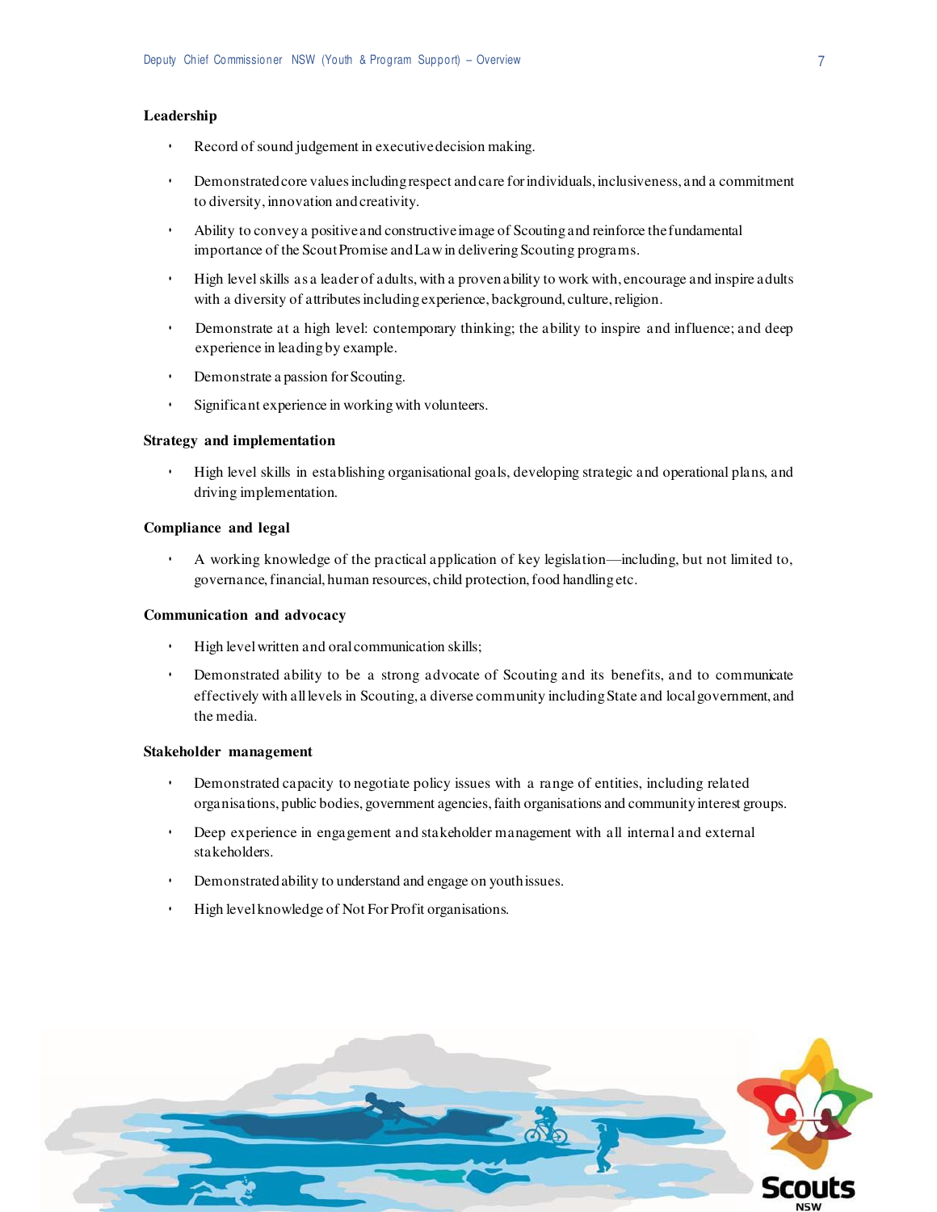### Leadership

- Record of sound judgement in executive decision making.
- Demonstrated core values including respect and care for individuals, inclusiveness, and a commitment to diversity, innovation and creativity.
- Ability to convey a positive and constructive image of Scouting and reinforce the fundamental importance of the Scout Promise and Law in delivering Scouting programs.
- High level skills as a leader of adults, with a proven ability to work with, encourage and inspire adults with a diversity of attributes including experience, background, culture, religion.
- Demonstrate at a high level: contemporary thinking; the ability to inspire and influence; and deep experience in leading by example.
- Demonstrate a passion for Scouting.
- Significant experience in working with volunteers.

### Strategy and implementation

- High level skills in establishing organisational goals, developing strategic and operational plans, and driving implementation.

### Compliance and legal

- A working knowledge of the practical application of key legislation—including, but not limited to, governance, financial, human resources, child protection, food handling etc.

### Communication and advocacy

- High level written and oral communication skills;
- Demonstrated ability to be a strong advocate of Scouting and its benefits, and to communicate effectively with all levels in Scouting, a diverse community including State and local government, and the media.

### Stakeholder management

- Demonstrated capacity to negotiate policy issues with a range of entities, including related organisations, public bodies, government agencies, faith organisations and community interest groups.
- Deep experience in engagement and stakeholder management with all internal and external stakeholders.
- Demonstrated ability to understand and engage on youth issues.
- High level knowledge of Not For Profit organisations.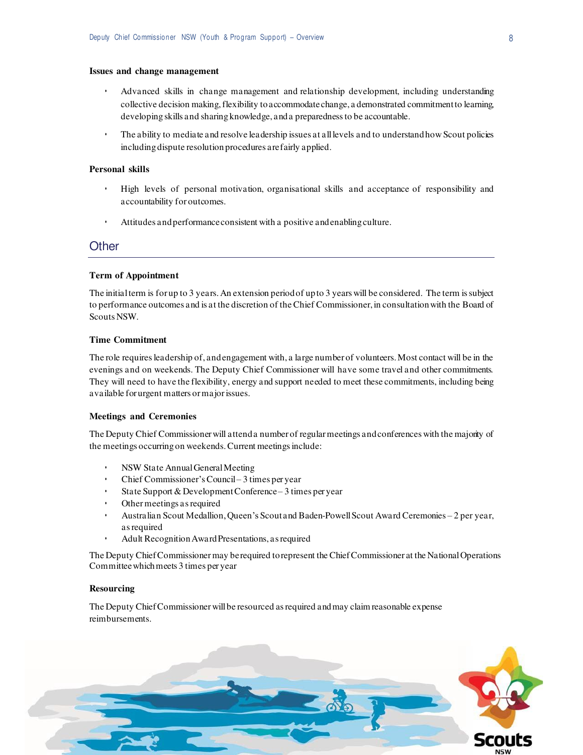**Issues and change management**

- Advanced skills in change management and relationship development, including understanding collective decision making, flexibility to accommodate change, a demonstrated commitment to learning, developing skills and sharing knowledge, and a preparedness to be accountable.
- The ability to mediate and resolve leadership issues at all levels and to understand how Scout policies including dispute resolution procedures are fairly applied.

**Personal skills**

- High levels of personal motivation, organisational skills and acceptance of responsibility and accountability for outcomes.
- Attitudes and performance consistent with a positive and enabling culture.

## Other

**Term of Appointment**

The initial term is for up to 3 years. An extension period of up to 3 years will be considered. The term is subject to performance outcomes and is at the discretion of the Chief Commissioner, in consultation with the Board of Scouts NSW.

**Time Commitment**

The role requires leadership of, and engagement with, a large number of volunteers. Most contact will be in the evenings and on weekends. The Deputy Chief Commissioner will have some travel and other commitments. They will need to have the flexibility, energy and support needed to meet these commitments, including being available for urgent matters or major issues.

**Meetings and Ceremonies**

The Deputy Chief Commissioner will attend a number of regular meetings and conferences with the majority of the meetings occurring on weekends. Current meetings include:

- NSW State Annual General Meeting
- Chief Commissioner's Council – 3 times per year
- State Support & Development Conference – 3 times per year
- Other meetings as required
- Australian Scout Medallion, Queen's Scout and Baden-Powell Scout Award Ceremonies – 2 per year, as required
- Adult Recognition Award Presentations, as required

The Deputy Chief Commissioner may be required to represent the Chief Commissioner at the National Operations Committee which meets 3 times per year

**Resourcing**

The Deputy Chief Commissioner will be resourced as required and may claim reasonable expense reimbursements.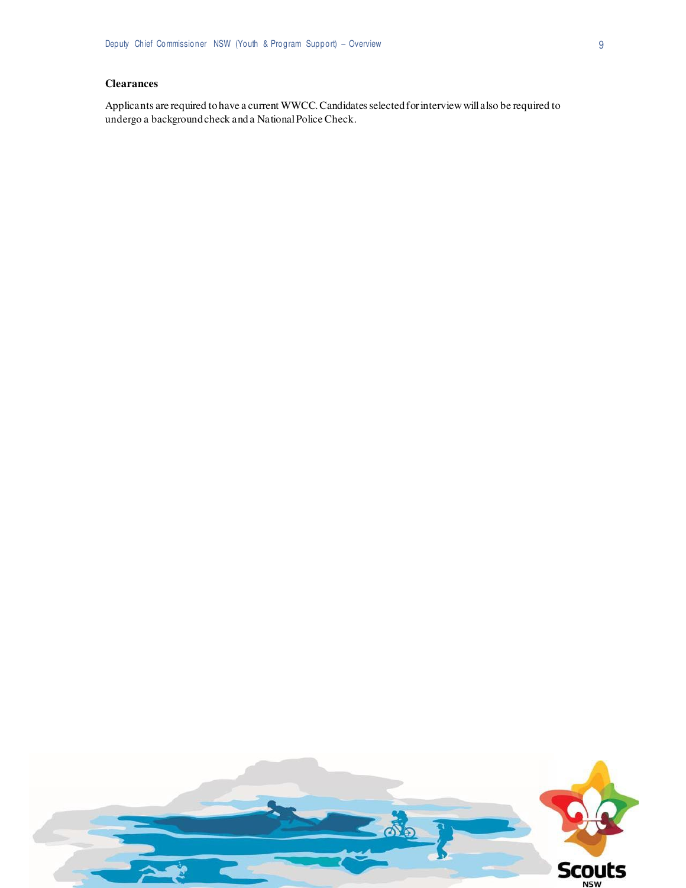### Clearances

Applicants are required to have a current WWCC. Candidates selected for interview will also be required to undergo a background check and a National Police Check.